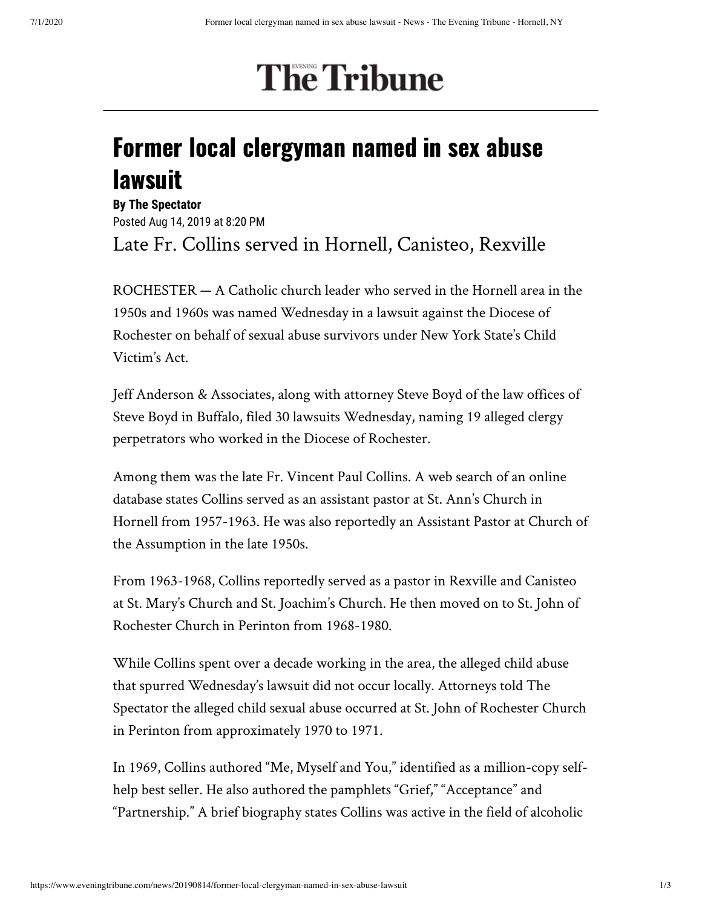# Former local clergyman named in sex abuse lawsuit

**By The Spectator**

Posted Aug 14, 2019 at 8:20 PM

## Late Fr. Collins served in Hornell, Canisteo, Rexville

ROCHESTER — A Catholic church leader who served in the Hornell area in the 1950s and 1960s was named Wednesday in a lawsuit against the Diocese of Rochester on behalf of sexual abuse survivors under New York State's Child Victim's Act.

Jeff Anderson & Associates, along with attorney Steve Boyd of the law offices of Steve Boyd in Buffalo, filed 30 lawsuits Wednesday, naming 19 alleged clergy perpetrators who worked in the Diocese of Rochester.

Among them was the late Fr. Vincent Paul Collins. A web search of an online database states Collins served as an assistant pastor at St. Ann's Church in Hornell from 1957-1963. He was also reportedly an Assistant Pastor at Church of the Assumption in the late 1950s.

From 1963-1968, Collins reportedly served as a pastor in Rexville and Canisteo at St. Mary's Church and St. Joachim's Church. He then moved on to St. John of Rochester Church in Perinton from 1968-1980.

While Collins spent over a decade working in the area, the alleged child abuse that spurred Wednesday's lawsuit did not occur locally. Attorneys told The Spectator the alleged child sexual abuse occurred at St. John of Rochester Church in Perinton from approximately 1970 to 1971.

In 1969, Collins authored "Me, Myself and You," identified as a million-copy self-help best seller. He also authored the pamphlets "Grief," "Acceptance" and "Partnership." A brief biography states Collins was active in the field of alcoholic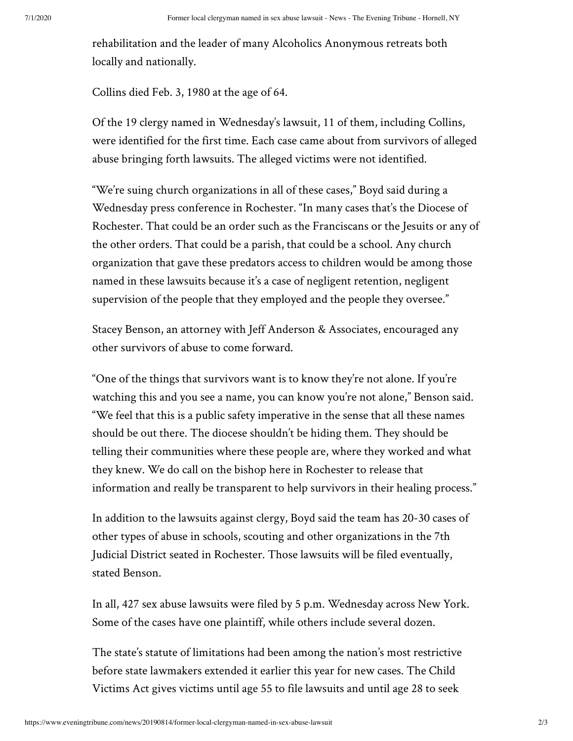rehabilitation and the leader of many Alcoholics Anonymous retreats both locally and nationally.

Collins died Feb. 3, 1980 at the age of 64.

Of the 19 clergy named in Wednesday's lawsuit, 11 of them, including Collins, were identified for the first time. Each case came about from survivors of alleged abuse bringing forth lawsuits. The alleged victims were not identified.

"We're suing church organizations in all of these cases," Boyd said during a Wednesday press conference in Rochester. "In many cases that's the Diocese of Rochester. That could be an order such as the Franciscans or the Jesuits or any of the other orders. That could be a parish, that could be a school. Any church organization that gave these predators access to children would be among those named in these lawsuits because it's a case of negligent retention, negligent supervision of the people that they employed and the people they oversee."

Stacey Benson, an attorney with Jeff Anderson & Associates, encouraged any other survivors of abuse to come forward.

"One of the things that survivors want is to know they're not alone. If you're watching this and you see a name, you can know you're not alone," Benson said. "We feel that this is a public safety imperative in the sense that all these names should be out there. The diocese shouldn't be hiding them. They should be telling their communities where these people are, where they worked and what they knew. We do call on the bishop here in Rochester to release that information and really be transparent to help survivors in their healing process."

In addition to the lawsuits against clergy, Boyd said the team has 20-30 cases of other types of abuse in schools, scouting and other organizations in the 7th Judicial District seated in Rochester. Those lawsuits will be filed eventually, stated Benson.

In all, 427 sex abuse lawsuits were filed by 5 p.m. Wednesday across New York. Some of the cases have one plaintiff, while others include several dozen.

The state's statute of limitations had been among the nation's most restrictive before state lawmakers extended it earlier this year for new cases. The Child Victims Act gives victims until age 55 to file lawsuits and until age 28 to seek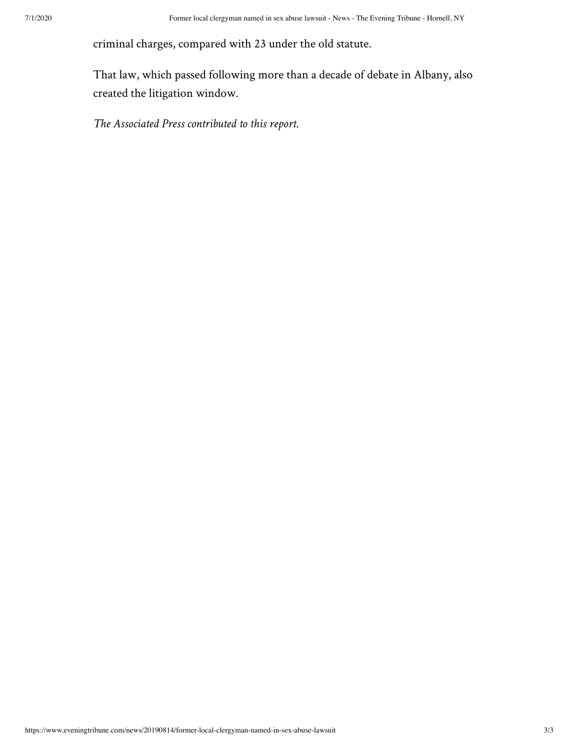criminal charges, compared with 23 under the old statute.

That law, which passed following more than a decade of debate in Albany, also created the litigation window.

*The Associated Press contributed to this report.*